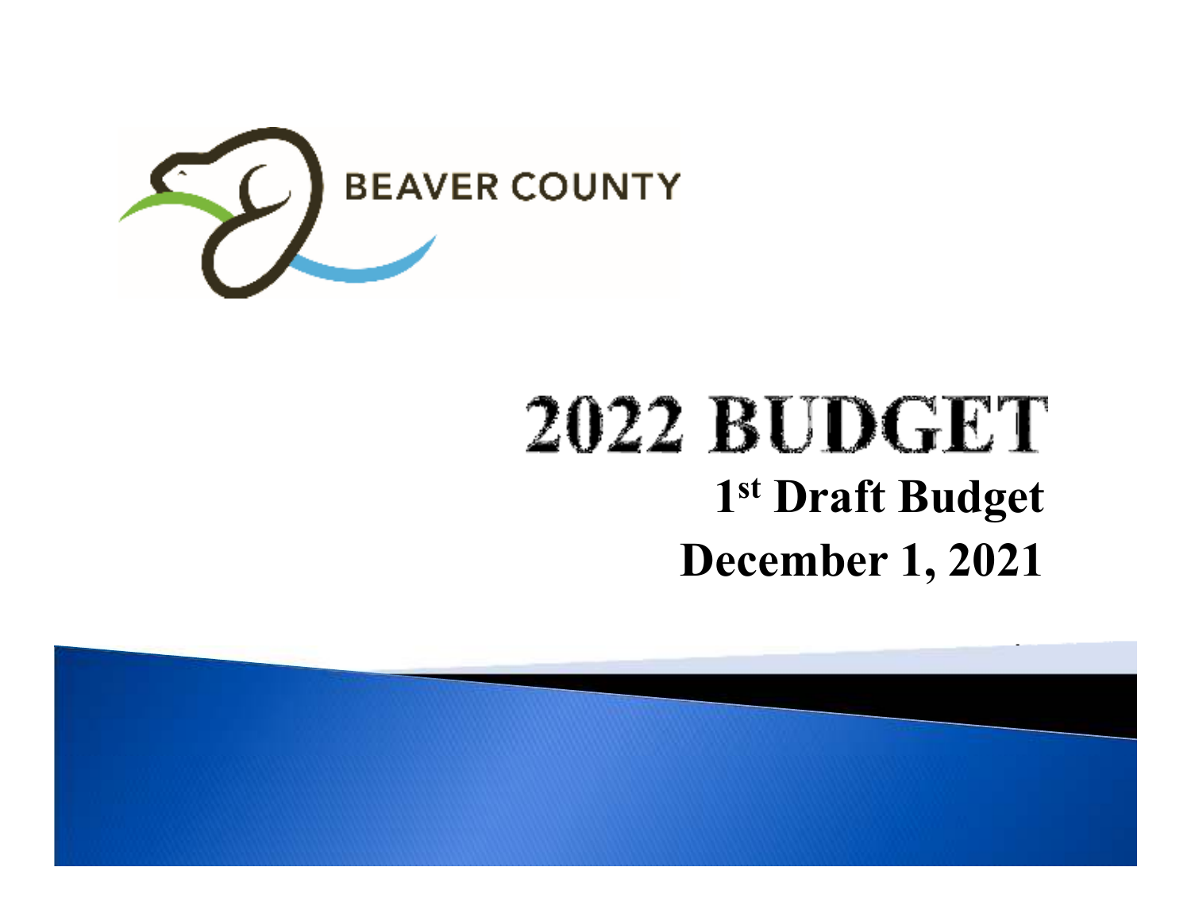BEAVER COUNTY

# 2022 BUDGET

## 1st Draft Budget

## December 1, 2021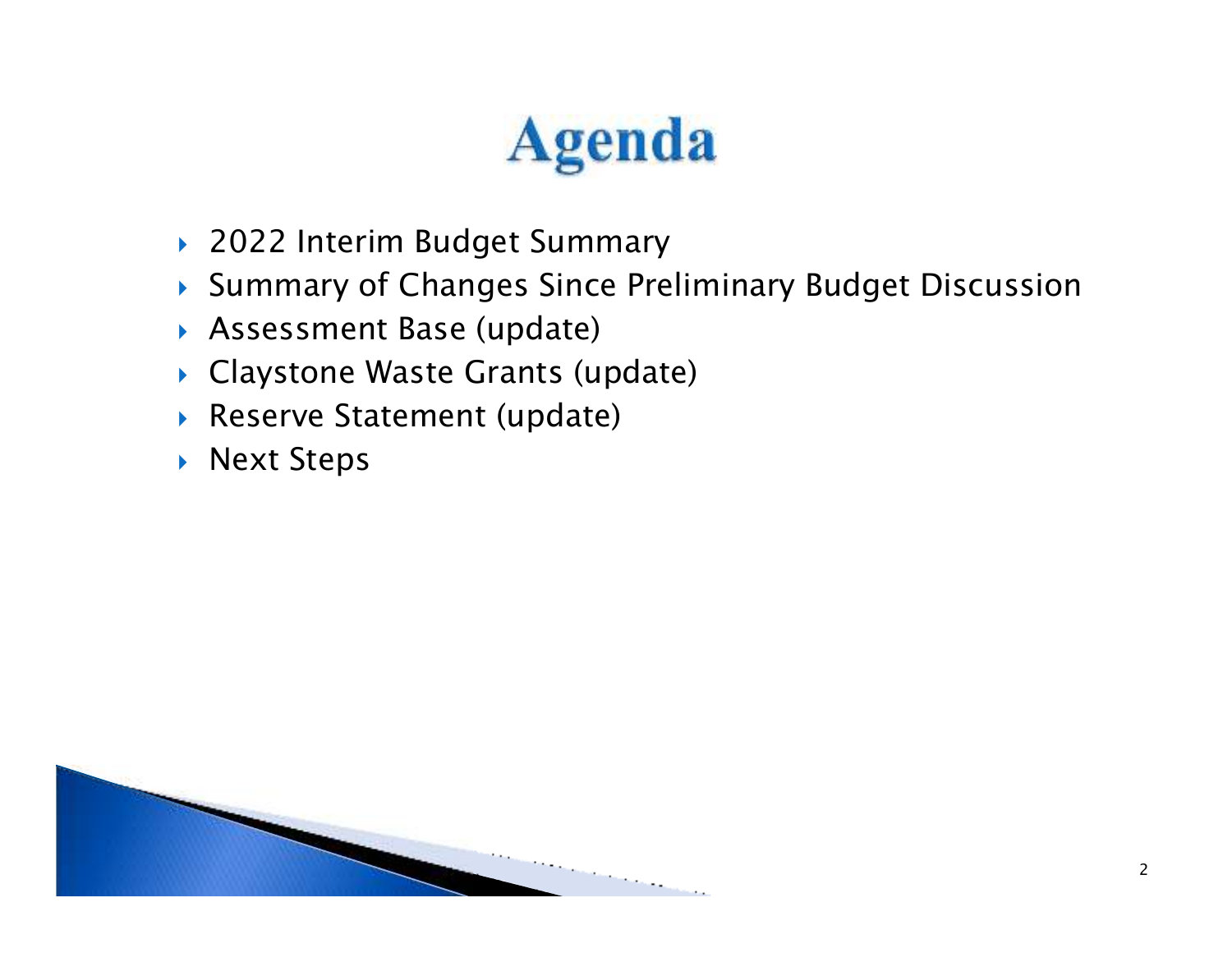# Agenda

- 2022 Interim Budget Summary
- Summary of Changes Since Preliminary Budget Discussion
- Assessment Base (update)
- Claystone Waste Grants (update)
- Reserve Statement (update)
- Next Steps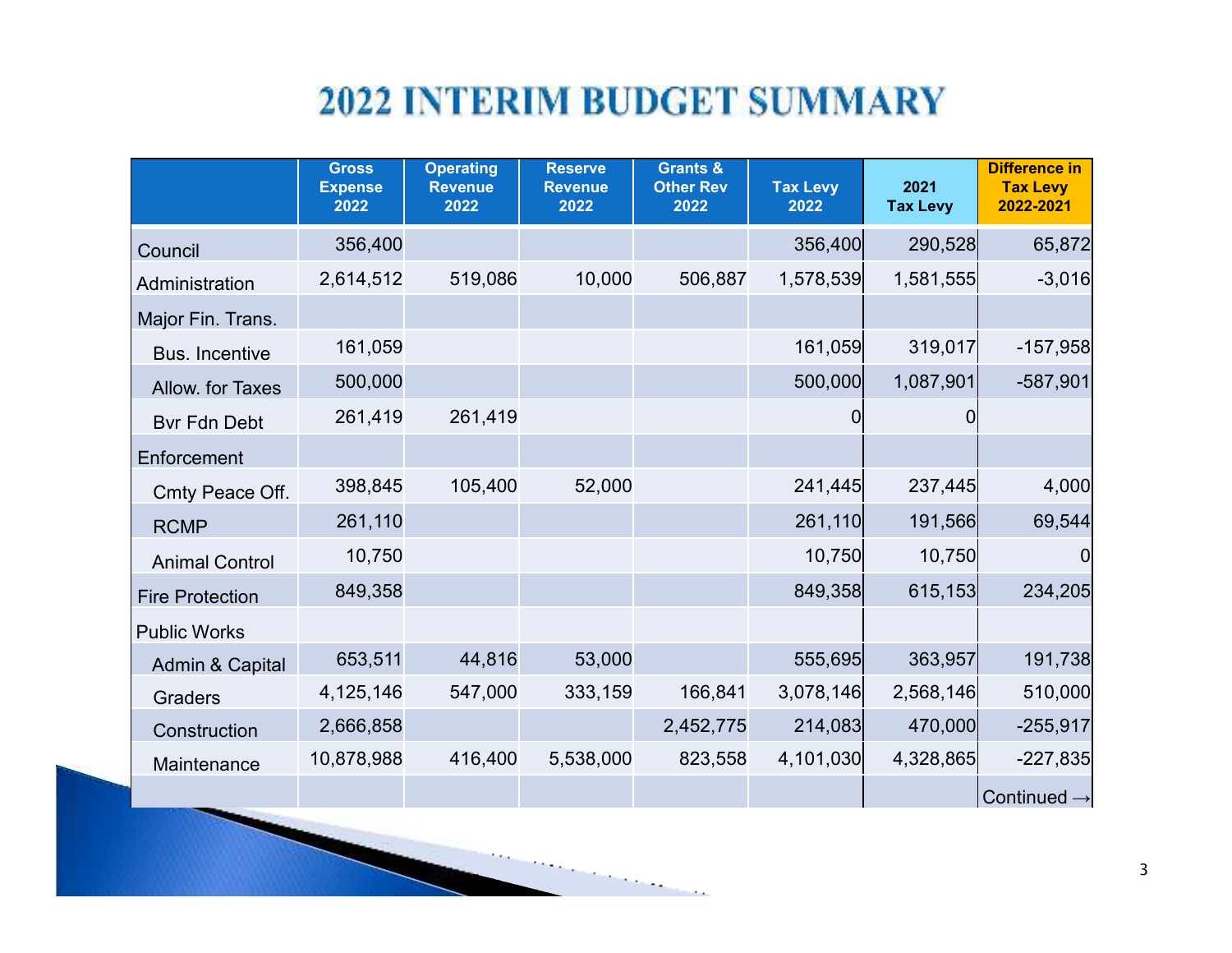# 2022 INTERIM BUDGET SUMMARY

| | Gross Expense 2022 | Operating Revenue 2022 | Reserve Revenue 2022 | Grants & Other Rev 2022 | Tax Levy 2022 | 2021 Tax Levy | Difference in Tax Levy 2022-2021 |
|---|---|---|---|---|---|---|---|
| Council | 356,400 | | | | 356,400 | 290,528 | 65,872 |
| Administration | 2,614,512 | 519,086 | 10,000 | 506,887 | 1,578,539 | 1,581,555 | -3,016 |
| Major Fin. Trans. | | | | | | | |
| Bus. Incentive | 161,059 | | | | 161,059 | 319,017 | -157,958 |
| Allow. for Taxes | 500,000 | | | | 500,000 | 1,087,901 | -587,901 |
| Bvr Fdn Debt | 261,419 | 261,419 | | | 0 | 0 | |
| Enforcement | | | | | | | |
| Cmty Peace Off. | 398,845 | 105,400 | 52,000 | | 241,445 | 237,445 | 4,000 |
| RCMP | 261,110 | | | | 261,110 | 191,566 | 69,544 |
| Animal Control | 10,750 | | | | 10,750 | 10,750 | 0 |
| Fire Protection | 849,358 | | | | 849,358 | 615,153 | 234,205 |
| Public Works | | | | | | | |
| Admin & Capital | 653,511 | 44,816 | 53,000 | | 555,695 | 363,957 | 191,738 |
| Graders | 4,125,146 | 547,000 | 333,159 | 166,841 | 3,078,146 | 2,568,146 | 510,000 |
| Construction | 2,666,858 | | | 2,452,775 | 214,083 | 470,000 | -255,917 |
| Maintenance | 10,878,988 | 416,400 | 5,538,000 | 823,558 | 4,101,030 | 4,328,865 | -227,835 |
| | | | | | | | Continued → |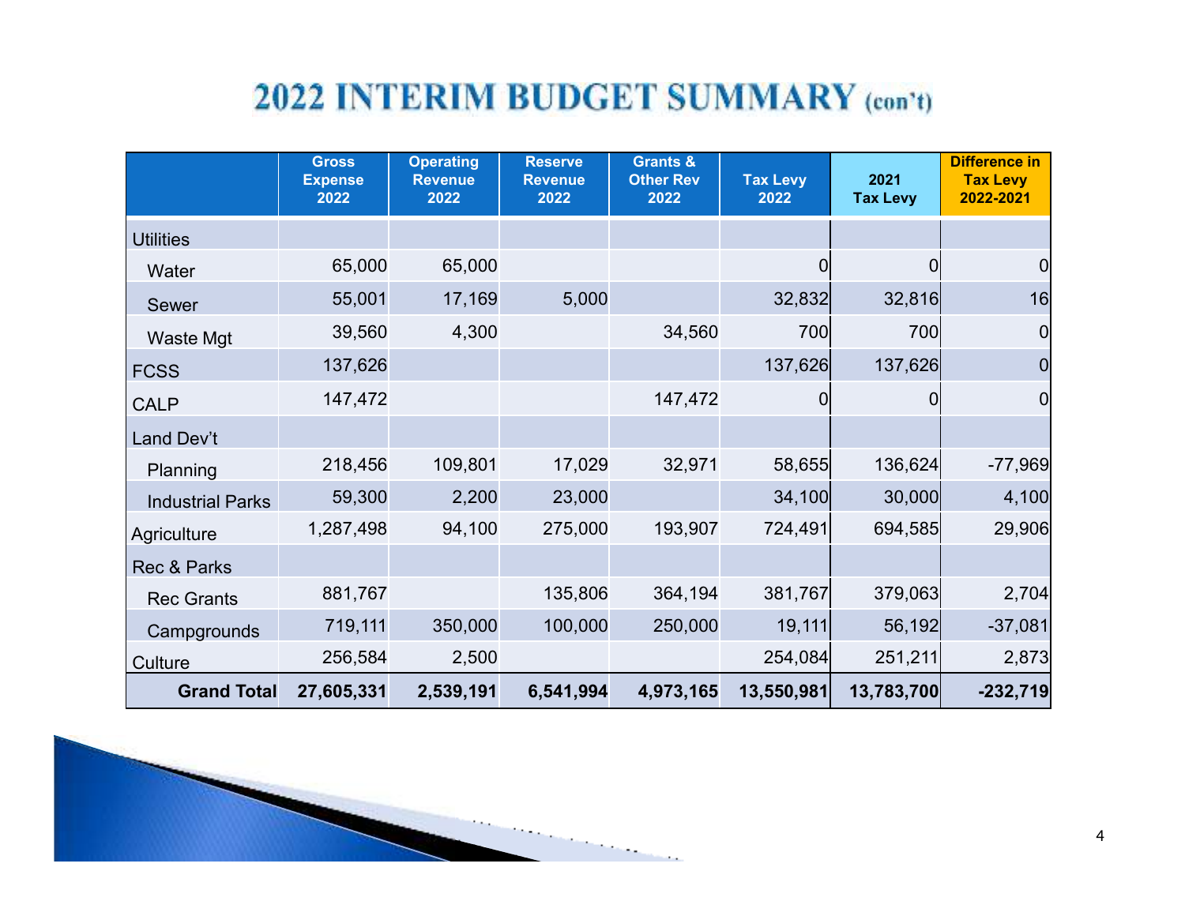# 2022 INTERIM BUDGET SUMMARY (con't)

| | Gross Expense 2022 | Operating Revenue 2022 | Reserve Revenue 2022 | Grants & Other Rev 2022 | Tax Levy 2022 | 2021 Tax Levy | Difference in Tax Levy 2022-2021 |
|---|---|---|---|---|---|---|---|
| Utilities | | | | | | | |
| Water | 65,000 | 65,000 | | | 0 | 0 | 0 |
| Sewer | 55,001 | 17,169 | 5,000 | | 32,832 | 32,816 | 16 |
| Waste Mgt | 39,560 | 4,300 | | 34,560 | 700 | 700 | 0 |
| FCSS | 137,626 | | | | 137,626 | 137,626 | 0 |
| CALP | 147,472 | | | 147,472 | 0 | 0 | 0 |
| Land Dev't | | | | | | | |
| Planning | 218,456 | 109,801 | 17,029 | 32,971 | 58,655 | 136,624 | -77,969 |
| Industrial Parks | 59,300 | 2,200 | 23,000 | | 34,100 | 30,000 | 4,100 |
| Agriculture | 1,287,498 | 94,100 | 275,000 | 193,907 | 724,491 | 694,585 | 29,906 |
| Rec & Parks | | | | | | | |
| Rec Grants | 881,767 | | 135,806 | 364,194 | 381,767 | 379,063 | 2,704 |
| Campgrounds | 719,111 | 350,000 | 100,000 | 250,000 | 19,111 | 56,192 | -37,081 |
| Culture | 256,584 | 2,500 | | | 254,084 | 251,211 | 2,873 |
| **Grand Total** | **27,605,331** | **2,539,191** | **6,541,994** | **4,973,165** | **13,550,981** | **13,783,700** | **-232,719** |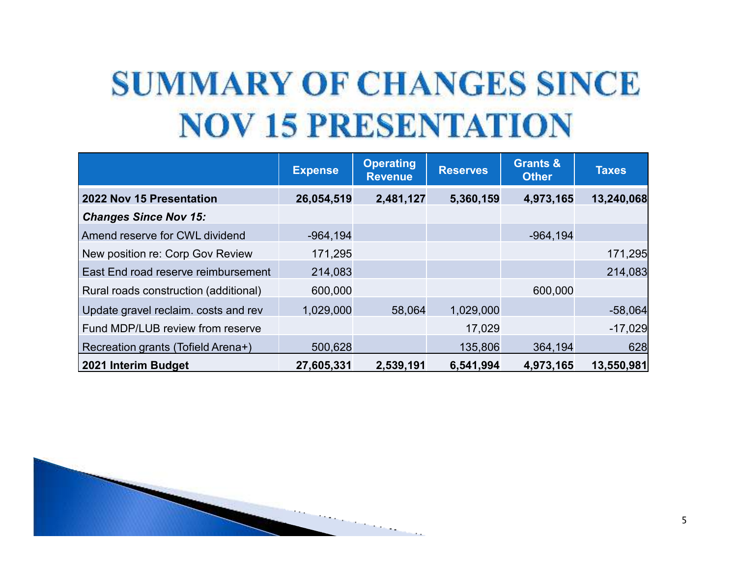# SUMMARY OF CHANGES SINCE NOV 15 PRESENTATION

| | Expense | Operating Revenue | Reserves | Grants & Other | Taxes |
|---|---|---|---|---|---|
| **2022 Nov 15 Presentation** | **26,054,519** | **2,481,127** | **5,360,159** | **4,973,165** | **13,240,068** |
| ***Changes Since Nov 15:*** | | | | | |
| Amend reserve for CWL dividend | -964,194 | | | -964,194 | |
| New position re: Corp Gov Review | 171,295 | | | | 171,295 |
| East End road reserve reimbursement | 214,083 | | | | 214,083 |
| Rural roads construction (additional) | 600,000 | | | 600,000 | |
| Update gravel reclaim. costs and rev | 1,029,000 | 58,064 | 1,029,000 | | -58,064 |
| Fund MDP/LUB review from reserve | | | 17,029 | | -17,029 |
| Recreation grants (Tofield Arena+) | 500,628 | | 135,806 | 364,194 | 628 |
| **2021 Interim Budget** | **27,605,331** | **2,539,191** | **6,541,994** | **4,973,165** | **13,550,981** |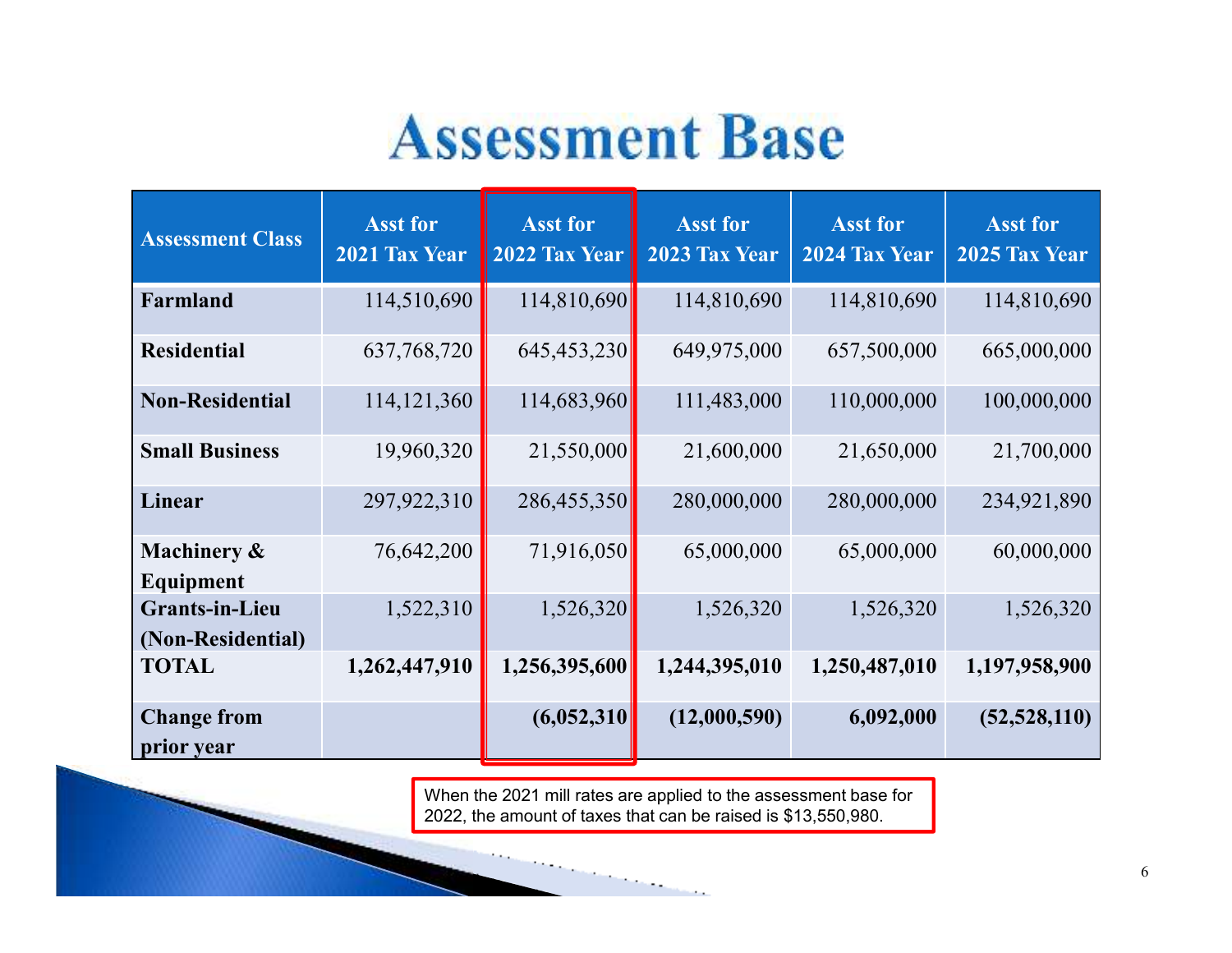# Assessment Base

| Assessment Class | Asst for 2021 Tax Year | Asst for 2022 Tax Year | Asst for 2023 Tax Year | Asst for 2024 Tax Year | Asst for 2025 Tax Year |
|---|---|---|---|---|---|
| **Farmland** | 114,510,690 | 114,810,690 | 114,810,690 | 114,810,690 | 114,810,690 |
| **Residential** | 637,768,720 | 645,453,230 | 649,975,000 | 657,500,000 | 665,000,000 |
| **Non-Residential** | 114,121,360 | 114,683,960 | 111,483,000 | 110,000,000 | 100,000,000 |
| **Small Business** | 19,960,320 | 21,550,000 | 21,600,000 | 21,650,000 | 21,700,000 |
| **Linear** | 297,922,310 | 286,455,350 | 280,000,000 | 280,000,000 | 234,921,890 |
| **Machinery & Equipment** | 76,642,200 | 71,916,050 | 65,000,000 | 65,000,000 | 60,000,000 |
| **Grants-in-Lieu (Non-Residential)** | 1,522,310 | 1,526,320 | 1,526,320 | 1,526,320 | 1,526,320 |
| **TOTAL** | **1,262,447,910** | **1,256,395,600** | **1,244,395,010** | **1,250,487,010** | **1,197,958,900** |
| **Change from prior year** | | **(6,052,310)** | **(12,000,590)** | **6,092,000** | **(52,528,110)** |

When the 2021 mill rates are applied to the assessment base for 2022, the amount of taxes that can be raised is $13,550,980.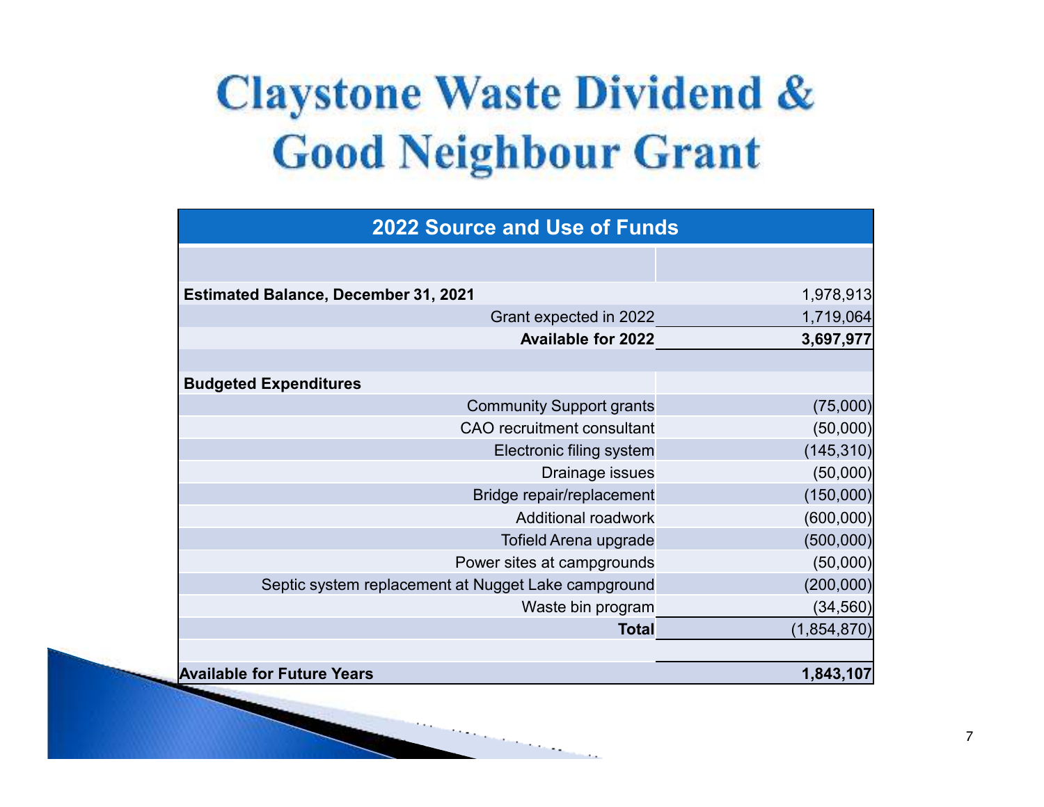# Claystone Waste Dividend & Good Neighbour Grant

| 2022 Source and Use of Funds | |
|---|---|
| | |
| **Estimated Balance, December 31, 2021** | 1,978,913 |
| Grant expected in 2022 | 1,719,064 |
| **Available for 2022** | **3,697,977** |
| | |
| **Budgeted Expenditures** | |
| Community Support grants | (75,000) |
| CAO recruitment consultant | (50,000) |
| Electronic filing system | (145,310) |
| Drainage issues | (50,000) |
| Bridge repair/replacement | (150,000) |
| Additional roadwork | (600,000) |
| Tofield Arena upgrade | (500,000) |
| Power sites at campgrounds | (50,000) |
| Septic system replacement at Nugget Lake campground | (200,000) |
| Waste bin program | (34,560) |
| **Total** | (1,854,870) |
| | |
| **Available for Future Years** | **1,843,107** |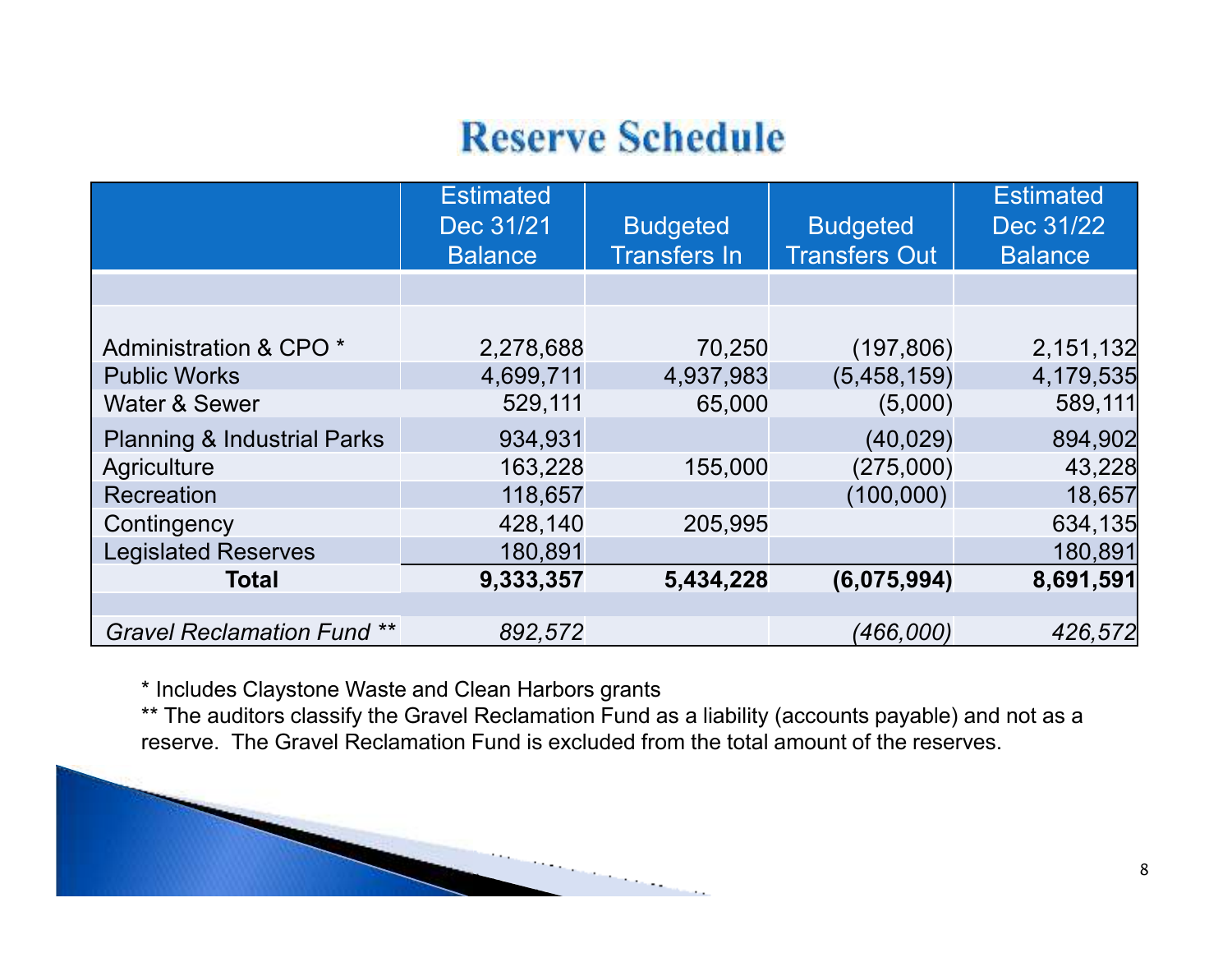# Reserve Schedule

| | Estimated Dec 31/21 Balance | Budgeted Transfers In | Budgeted Transfers Out | Estimated Dec 31/22 Balance |
|---|---|---|---|---|
| Administration & CPO * | 2,278,688 | 70,250 | (197,806) | 2,151,132 |
| Public Works | 4,699,711 | 4,937,983 | (5,458,159) | 4,179,535 |
| Water & Sewer | 529,111 | 65,000 | (5,000) | 589,111 |
| Planning & Industrial Parks | 934,931 | | (40,029) | 894,902 |
| Agriculture | 163,228 | 155,000 | (275,000) | 43,228 |
| Recreation | 118,657 | | (100,000) | 18,657 |
| Contingency | 428,140 | 205,995 | | 634,135 |
| Legislated Reserves | 180,891 | | | 180,891 |
| **Total** | **9,333,357** | **5,434,228** | **(6,075,994)** | **8,691,591** |
| | | | | |
| *Gravel Reclamation Fund \*\** | *892,572* | | *(466,000)* | *426,572* |

\* Includes Claystone Waste and Clean Harbors grants

\*\* The auditors classify the Gravel Reclamation Fund as a liability (accounts payable) and not as a reserve. The Gravel Reclamation Fund is excluded from the total amount of the reserves.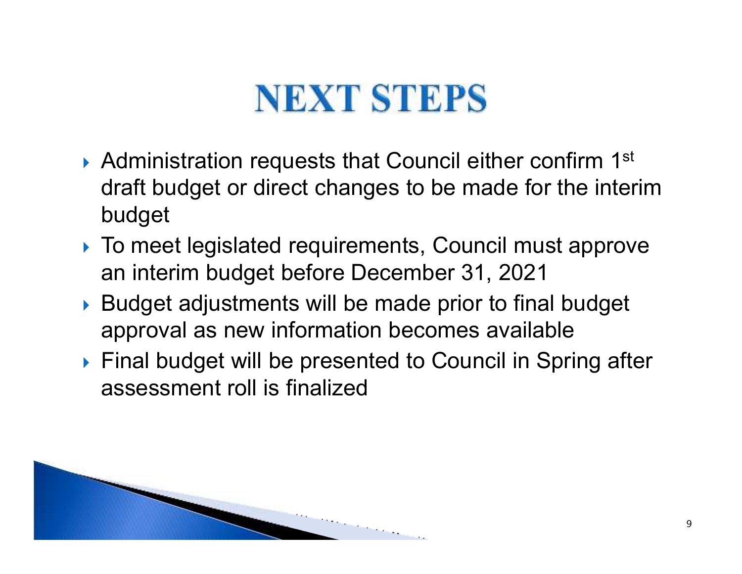# NEXT STEPS

- Administration requests that Council either confirm 1st draft budget or direct changes to be made for the interim budget
- To meet legislated requirements, Council must approve an interim budget before December 31, 2021
- Budget adjustments will be made prior to final budget approval as new information becomes available
- Final budget will be presented to Council in Spring after assessment roll is finalized